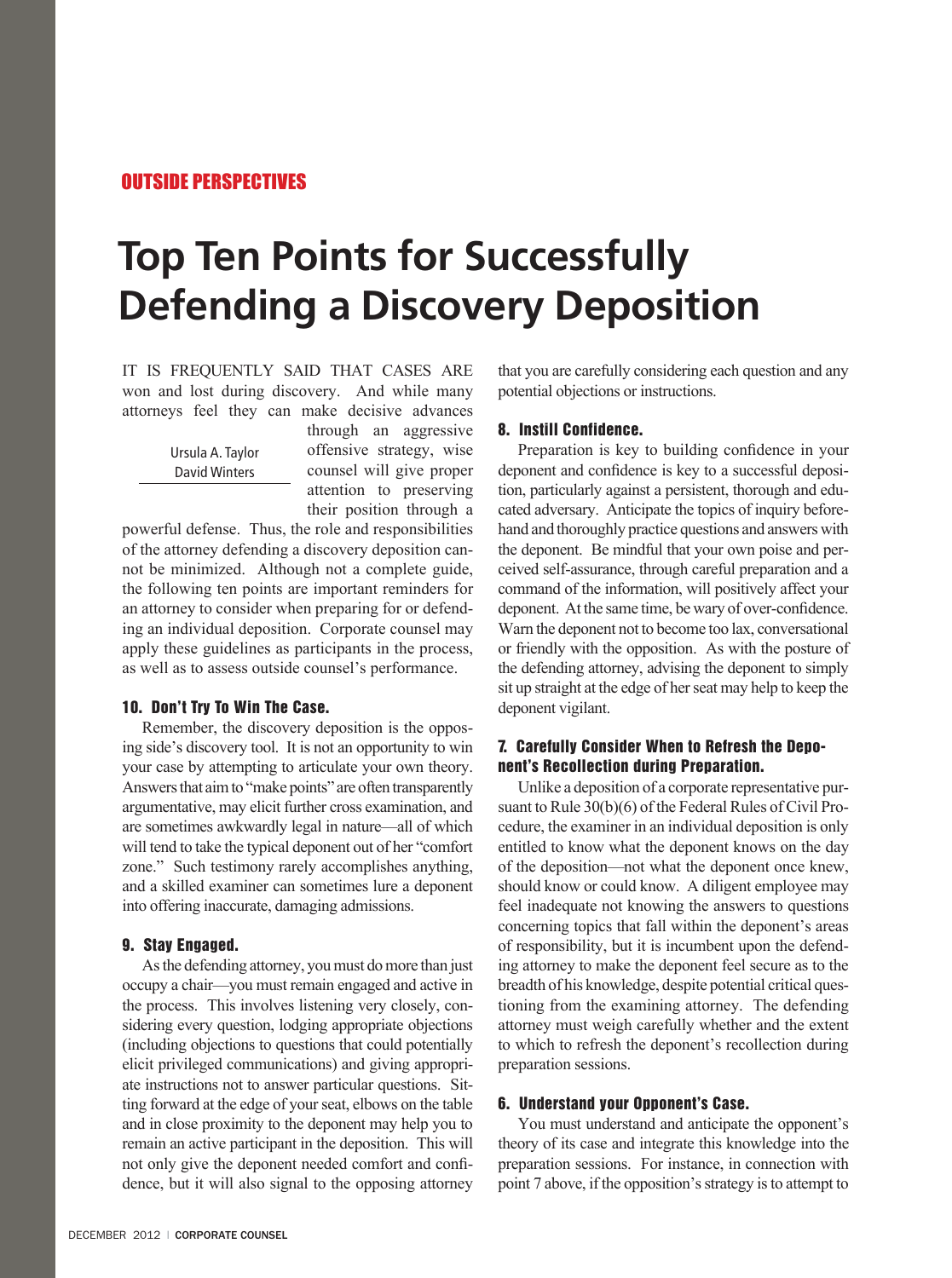OUTSIDE PERSPECTIVES

# Top Ten Points for Successfully Defending a Discovery Deposition

Ursula A. Taylor
David Winters

IT IS FREQUENTLY SAID THAT CASES ARE won and lost during discovery. And while many attorneys feel they can make decisive advances through an aggressive offensive strategy, wise counsel will give proper attention to preserving their position through a powerful defense. Thus, the role and responsibilities of the attorney defending a discovery deposition cannot be minimized. Although not a complete guide, the following ten points are important reminders for an attorney to consider when preparing for or defending an individual deposition. Corporate counsel may apply these guidelines as participants in the process, as well as to assess outside counsel's performance.

### 10. Don't Try To Win The Case.

Remember, the discovery deposition is the opposing side's discovery tool. It is not an opportunity to win your case by attempting to articulate your own theory. Answers that aim to "make points" are often transparently argumentative, may elicit further cross examination, and are sometimes awkwardly legal in nature—all of which will tend to take the typical deponent out of her "comfort zone." Such testimony rarely accomplishes anything, and a skilled examiner can sometimes lure a deponent into offering inaccurate, damaging admissions.

### 9. Stay Engaged.

As the defending attorney, you must do more than just occupy a chair—you must remain engaged and active in the process. This involves listening very closely, considering every question, lodging appropriate objections (including objections to questions that could potentially elicit privileged communications) and giving appropriate instructions not to answer particular questions. Sitting forward at the edge of your seat, elbows on the table and in close proximity to the deponent may help you to remain an active participant in the deposition. This will not only give the deponent needed comfort and confidence, but it will also signal to the opposing attorney that you are carefully considering each question and any potential objections or instructions.

### 8. Instill Confidence.

Preparation is key to building confidence in your deponent and confidence is key to a successful deposition, particularly against a persistent, thorough and educated adversary. Anticipate the topics of inquiry beforehand and thoroughly practice questions and answers with the deponent. Be mindful that your own poise and perceived self-assurance, through careful preparation and a command of the information, will positively affect your deponent. At the same time, be wary of over-confidence. Warn the deponent not to become too lax, conversational or friendly with the opposition. As with the posture of the defending attorney, advising the deponent to simply sit up straight at the edge of her seat may help to keep the deponent vigilant.

### 7. Carefully Consider When to Refresh the Deponent's Recollection during Preparation.

Unlike a deposition of a corporate representative pursuant to Rule 30(b)(6) of the Federal Rules of Civil Procedure, the examiner in an individual deposition is only entitled to know what the deponent knows on the day of the deposition—not what the deponent once knew, should know or could know. A diligent employee may feel inadequate not knowing the answers to questions concerning topics that fall within the deponent's areas of responsibility, but it is incumbent upon the defending attorney to make the deponent feel secure as to the breadth of his knowledge, despite potential critical questioning from the examining attorney. The defending attorney must weigh carefully whether and the extent to which to refresh the deponent's recollection during preparation sessions.

### 6. Understand your Opponent's Case.

You must understand and anticipate the opponent's theory of its case and integrate this knowledge into the preparation sessions. For instance, in connection with point 7 above, if the opposition's strategy is to attempt to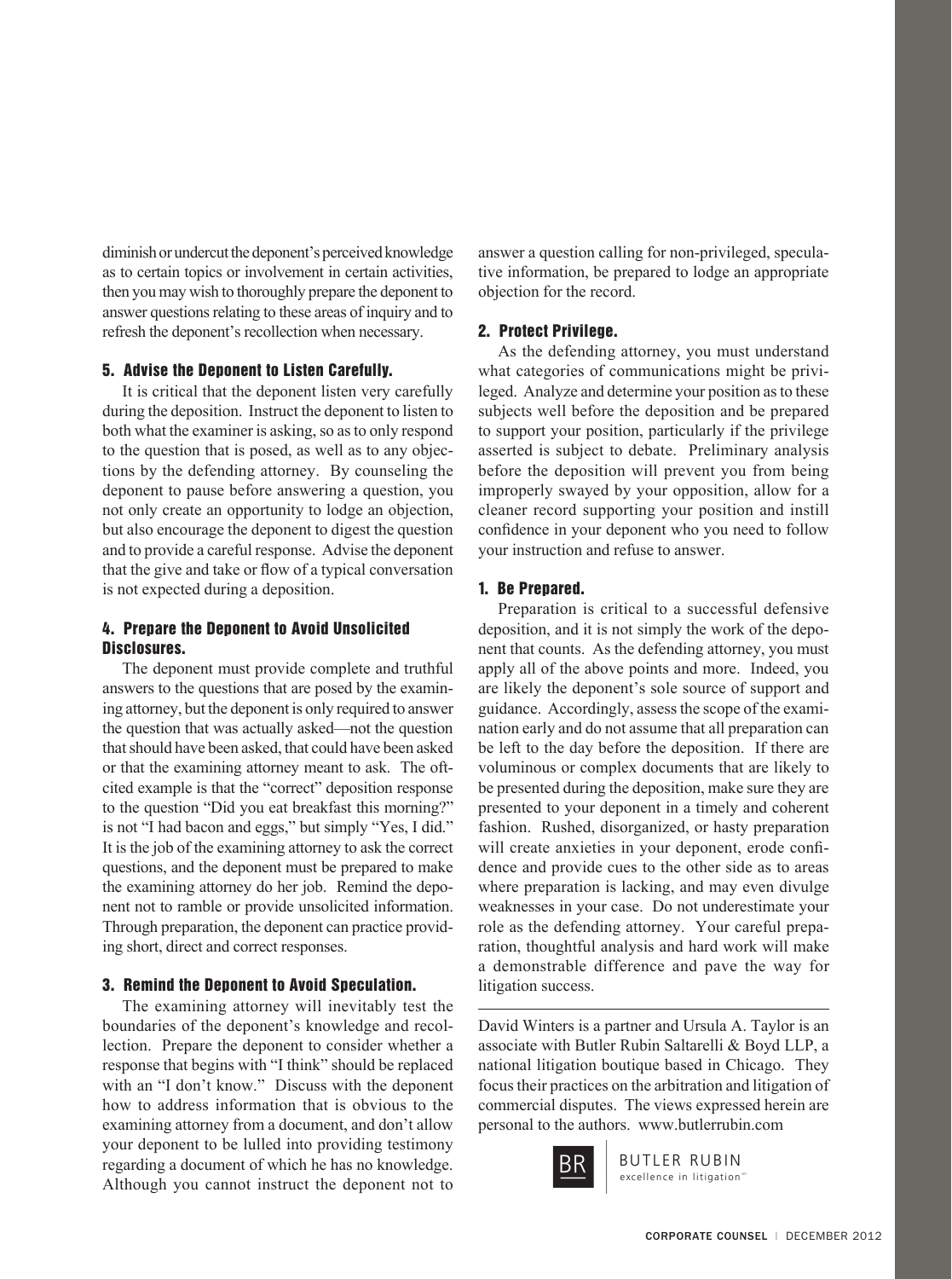diminish or undercut the deponent's perceived knowledge as to certain topics or involvement in certain activities, then you may wish to thoroughly prepare the deponent to answer questions relating to these areas of inquiry and to refresh the deponent's recollection when necessary.

### 5. Advise the Deponent to Listen Carefully.

It is critical that the deponent listen very carefully during the deposition. Instruct the deponent to listen to both what the examiner is asking, so as to only respond to the question that is posed, as well as to any objections by the defending attorney. By counseling the deponent to pause before answering a question, you not only create an opportunity to lodge an objection, but also encourage the deponent to digest the question and to provide a careful response. Advise the deponent that the give and take or flow of a typical conversation is not expected during a deposition.

### 4. Prepare the Deponent to Avoid Unsolicited Disclosures.

The deponent must provide complete and truthful answers to the questions that are posed by the examining attorney, but the deponent is only required to answer the question that was actually asked—not the question that should have been asked, that could have been asked or that the examining attorney meant to ask. The oft-cited example is that the "correct" deposition response to the question "Did you eat breakfast this morning?" is not "I had bacon and eggs," but simply "Yes, I did." It is the job of the examining attorney to ask the correct questions, and the deponent must be prepared to make the examining attorney do her job. Remind the deponent not to ramble or provide unsolicited information. Through preparation, the deponent can practice providing short, direct and correct responses.

### 3. Remind the Deponent to Avoid Speculation.

The examining attorney will inevitably test the boundaries of the deponent's knowledge and recollection. Prepare the deponent to consider whether a response that begins with "I think" should be replaced with an "I don't know." Discuss with the deponent how to address information that is obvious to the examining attorney from a document, and don't allow your deponent to be lulled into providing testimony regarding a document of which he has no knowledge. Although you cannot instruct the deponent not to answer a question calling for non-privileged, speculative information, be prepared to lodge an appropriate objection for the record.

### 2. Protect Privilege.

As the defending attorney, you must understand what categories of communications might be privileged. Analyze and determine your position as to these subjects well before the deposition and be prepared to support your position, particularly if the privilege asserted is subject to debate. Preliminary analysis before the deposition will prevent you from being improperly swayed by your opposition, allow for a cleaner record supporting your position and instill confidence in your deponent who you need to follow your instruction and refuse to answer.

### 1. Be Prepared.

Preparation is critical to a successful defensive deposition, and it is not simply the work of the deponent that counts. As the defending attorney, you must apply all of the above points and more. Indeed, you are likely the deponent's sole source of support and guidance. Accordingly, assess the scope of the examination early and do not assume that all preparation can be left to the day before the deposition. If there are voluminous or complex documents that are likely to be presented during the deposition, make sure they are presented to your deponent in a timely and coherent fashion. Rushed, disorganized, or hasty preparation will create anxieties in your deponent, erode confidence and provide cues to the other side as to areas where preparation is lacking, and may even divulge weaknesses in your case. Do not underestimate your role as the defending attorney. Your careful preparation, thoughtful analysis and hard work will make a demonstrable difference and pave the way for litigation success.

---

David Winters is a partner and Ursula A. Taylor is an associate with Butler Rubin Saltarelli & Boyd LLP, a national litigation boutique based in Chicago. They focus their practices on the arbitration and litigation of commercial disputes. The views expressed herein are personal to the authors. www.butlerrubin.com

BR BUTLER RUBIN excellence in litigation℠